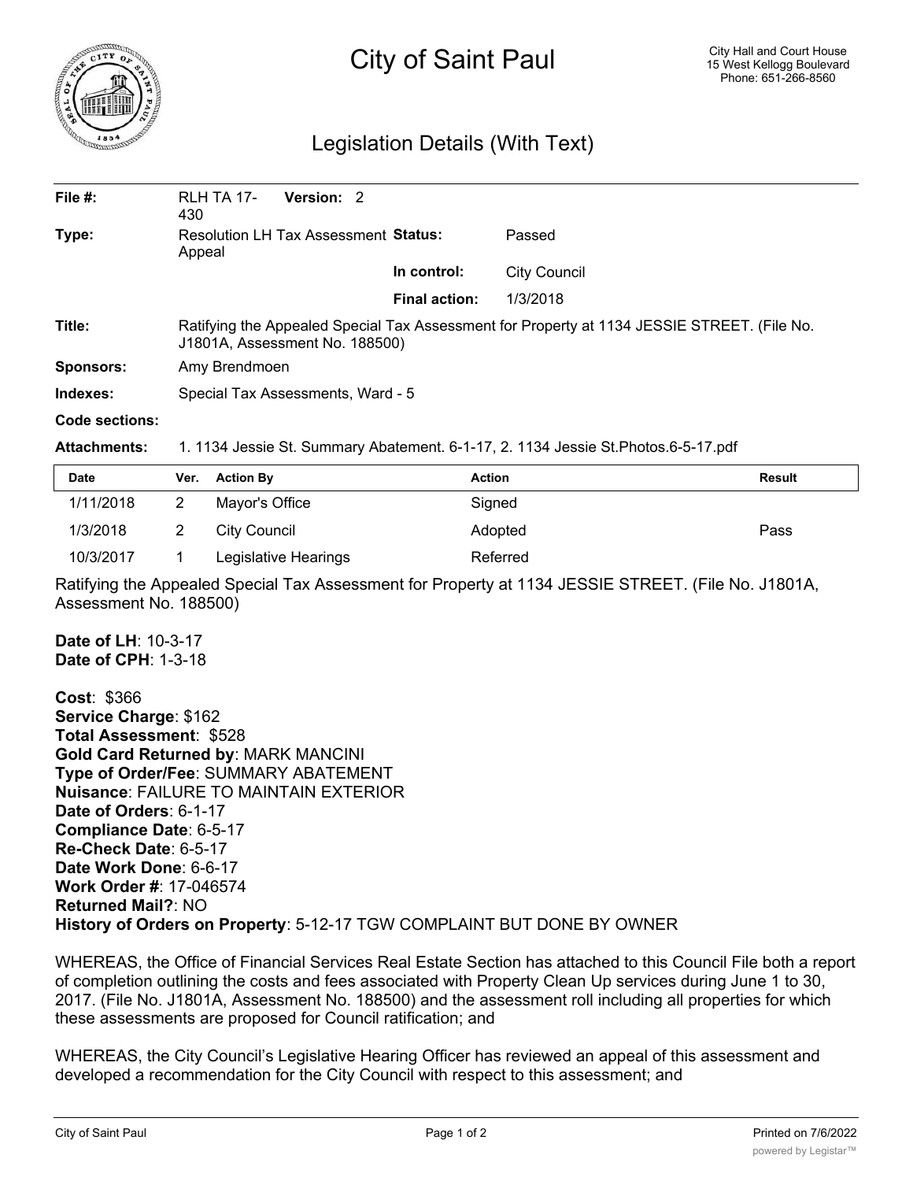# City of Saint Paul

City Hall and Court House
15 West Kellogg Boulevard
Phone: 651-266-8560

## Legislation Details (With Text)

| | | | |
|---|---|---|---|
| **File #:** | RLH TA 17-430 **Version:** 2 | | |
| **Type:** | Resolution LH Tax Assessment Appeal | **Status:** | Passed |
| | | **In control:** | City Council |
| | | **Final action:** | 1/3/2018 |
| **Title:** | Ratifying the Appealed Special Tax Assessment for Property at 1134 JESSIE STREET. (File No. J1801A, Assessment No. 188500) | | |
| **Sponsors:** | Amy Brendmoen | | |
| **Indexes:** | Special Tax Assessments, Ward - 5 | | |
| **Code sections:** | | | |
| **Attachments:** | 1. 1134 Jessie St. Summary Abatement. 6-1-17, 2. 1134 Jessie St.Photos.6-5-17.pdf | | |

| Date | Ver. | Action By | Action | Result |
|---|---|---|---|---|
| 1/11/2018 | 2 | Mayor's Office | Signed | |
| 1/3/2018 | 2 | City Council | Adopted | Pass |
| 10/3/2017 | 1 | Legislative Hearings | Referred | |

Ratifying the Appealed Special Tax Assessment for Property at 1134 JESSIE STREET. (File No. J1801A, Assessment No. 188500)

**Date of LH**: 10-3-17
**Date of CPH**: 1-3-18

**Cost**: $366
**Service Charge**: $162
**Total Assessment**: $528
**Gold Card Returned by**: MARK MANCINI
**Type of Order/Fee**: SUMMARY ABATEMENT
**Nuisance**: FAILURE TO MAINTAIN EXTERIOR
**Date of Orders**: 6-1-17
**Compliance Date**: 6-5-17
**Re-Check Date**: 6-5-17
**Date Work Done**: 6-6-17
**Work Order #**: 17-046574
**Returned Mail?**: NO
**History of Orders on Property**: 5-12-17 TGW COMPLAINT BUT DONE BY OWNER

WHEREAS, the Office of Financial Services Real Estate Section has attached to this Council File both a report of completion outlining the costs and fees associated with Property Clean Up services during June 1 to 30, 2017. (File No. J1801A, Assessment No. 188500) and the assessment roll including all properties for which these assessments are proposed for Council ratification; and

WHEREAS, the City Council's Legislative Hearing Officer has reviewed an appeal of this assessment and developed a recommendation for the City Council with respect to this assessment; and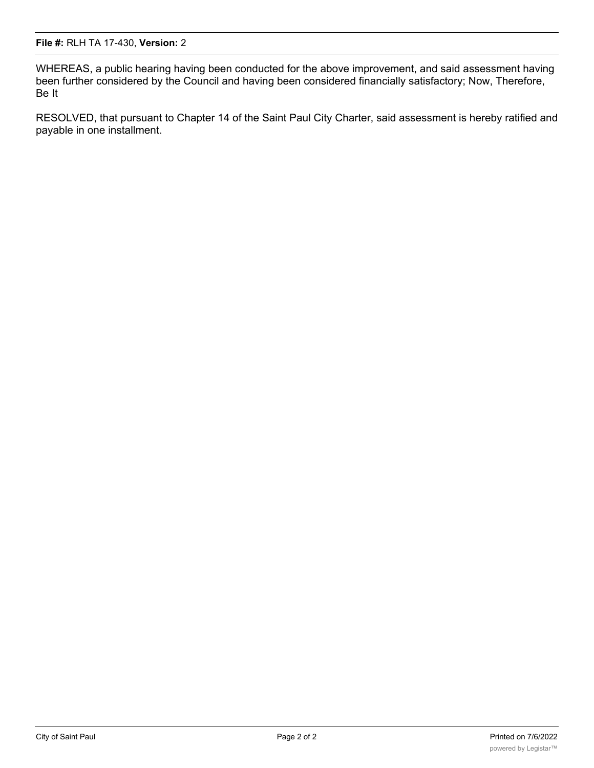WHEREAS, a public hearing having been conducted for the above improvement, and said assessment having been further considered by the Council and having been considered financially satisfactory; Now, Therefore, Be It

RESOLVED, that pursuant to Chapter 14 of the Saint Paul City Charter, said assessment is hereby ratified and payable in one installment.